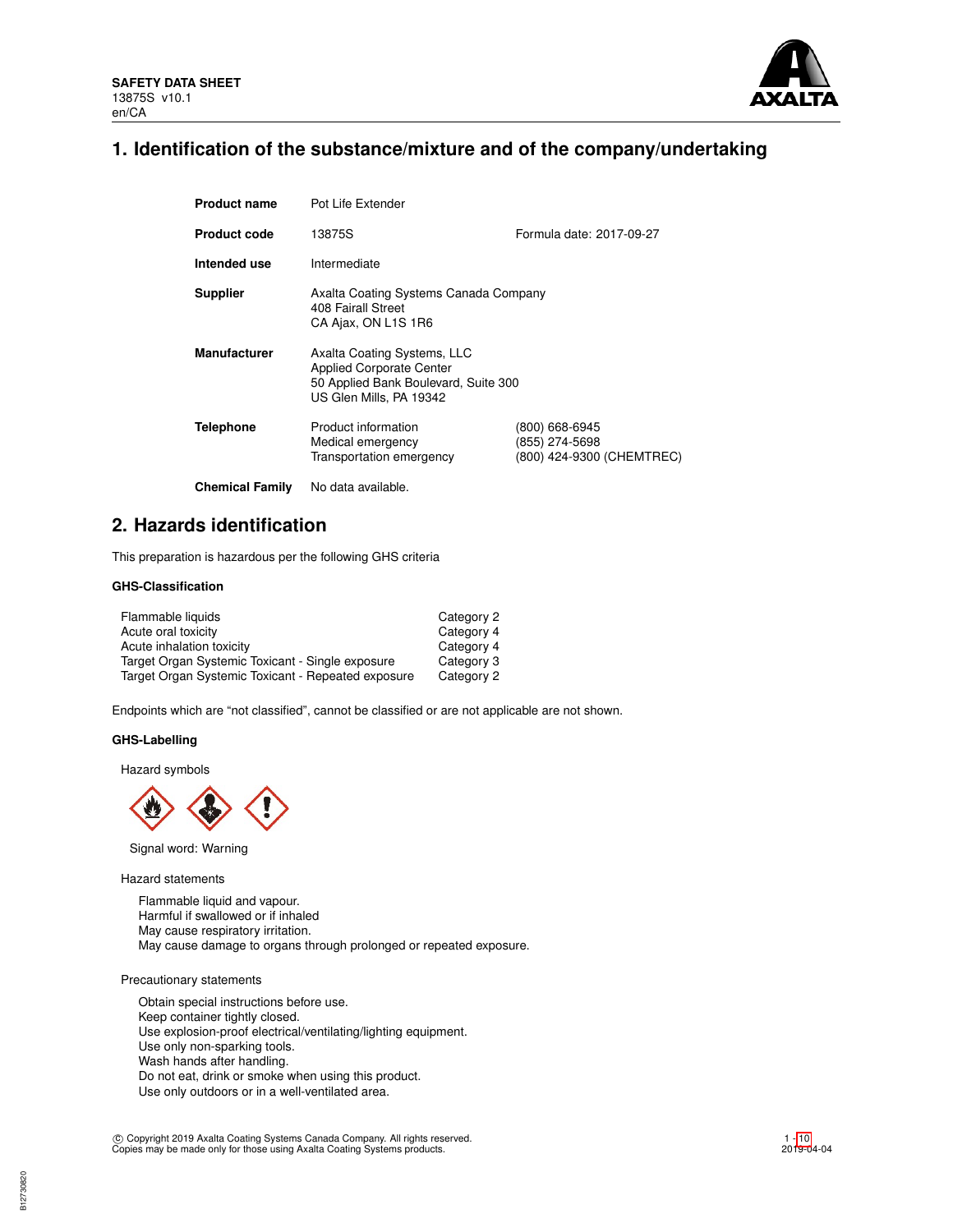**SAFETY DATA SHEET**
13875S v10.1
en/CA

# 1. Identification of the substance/mixture and of the company/undertaking

| | | |
|---|---|---|
| **Product name** | Pot Life Extender | |
| **Product code** | 13875S | Formula date: 2017-09-27 |
| **Intended use** | Intermediate | |
| **Supplier** | Axalta Coating Systems Canada Company<br>408 Fairall Street<br>CA Ajax, ON L1S 1R6 | |
| **Manufacturer** | Axalta Coating Systems, LLC<br>Applied Corporate Center<br>50 Applied Bank Boulevard, Suite 300<br>US Glen Mills, PA 19342 | |
| **Telephone** | Product information<br>Medical emergency<br>Transportation emergency | (800) 668-6945<br>(855) 274-5698<br>(800) 424-9300 (CHEMTREC) |
| **Chemical Family** | No data available. | |

# 2. Hazards identification

This preparation is hazardous per the following GHS criteria

### GHS-Classification

| | |
|---|---|
| Flammable liquids | Category 2 |
| Acute oral toxicity | Category 4 |
| Acute inhalation toxicity | Category 4 |
| Target Organ Systemic Toxicant - Single exposure | Category 3 |
| Target Organ Systemic Toxicant - Repeated exposure | Category 2 |

Endpoints which are "not classified", cannot be classified or are not applicable are not shown.

### GHS-Labelling

Hazard symbols

Signal word: Warning

Hazard statements

Flammable liquid and vapour.
Harmful if swallowed or if inhaled
May cause respiratory irritation.
May cause damage to organs through prolonged or repeated exposure.

Precautionary statements

Obtain special instructions before use.
Keep container tightly closed.
Use explosion-proof electrical/ventilating/lighting equipment.
Use only non-sparking tools.
Wash hands after handling.
Do not eat, drink or smoke when using this product.
Use only outdoors or in a well-ventilated area.

© Copyright 2019 Axalta Coating Systems Canada Company. All rights reserved.
Copies may be made only for those using Axalta Coating Systems products.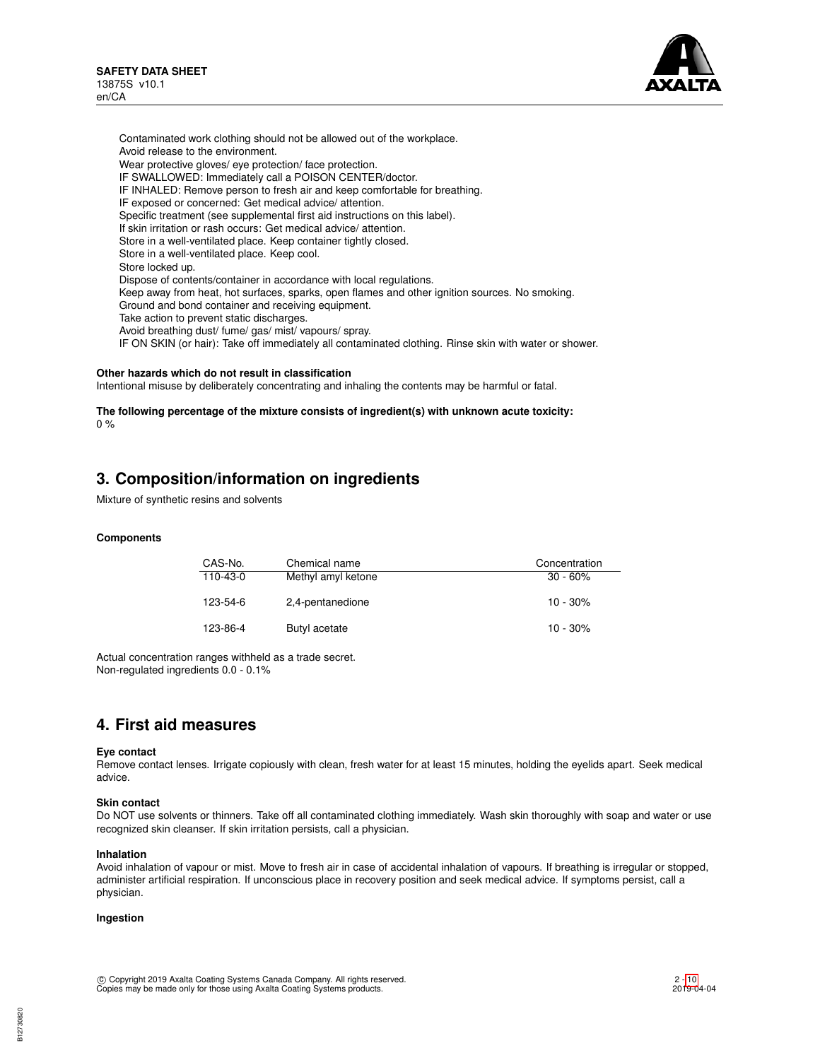Contaminated work clothing should not be allowed out of the workplace.
Avoid release to the environment.
Wear protective gloves/ eye protection/ face protection.
IF SWALLOWED: Immediately call a POISON CENTER/doctor.
IF INHALED: Remove person to fresh air and keep comfortable for breathing.
IF exposed or concerned: Get medical advice/ attention.
Specific treatment (see supplemental first aid instructions on this label).
If skin irritation or rash occurs: Get medical advice/ attention.
Store in a well-ventilated place. Keep container tightly closed.
Store in a well-ventilated place. Keep cool.
Store locked up.
Dispose of contents/container in accordance with local regulations.
Keep away from heat, hot surfaces, sparks, open flames and other ignition sources. No smoking.
Ground and bond container and receiving equipment.
Take action to prevent static discharges.
Avoid breathing dust/ fume/ gas/ mist/ vapours/ spray.
IF ON SKIN (or hair): Take off immediately all contaminated clothing. Rinse skin with water or shower.

**Other hazards which do not result in classification**
Intentional misuse by deliberately concentrating and inhaling the contents may be harmful or fatal.

**The following percentage of the mixture consists of ingredient(s) with unknown acute toxicity:**
0 %

## 3. Composition/information on ingredients

Mixture of synthetic resins and solvents

**Components**

| CAS-No. | Chemical name | Concentration |
|---|---|---|
| 110-43-0 | Methyl amyl ketone | 30 - 60% |
| 123-54-6 | 2,4-pentanedione | 10 - 30% |
| 123-86-4 | Butyl acetate | 10 - 30% |

Actual concentration ranges withheld as a trade secret.
Non-regulated ingredients 0.0 - 0.1%

## 4. First aid measures

**Eye contact**
Remove contact lenses. Irrigate copiously with clean, fresh water for at least 15 minutes, holding the eyelids apart. Seek medical advice.

**Skin contact**
Do NOT use solvents or thinners. Take off all contaminated clothing immediately. Wash skin thoroughly with soap and water or use recognized skin cleanser. If skin irritation persists, call a physician.

**Inhalation**
Avoid inhalation of vapour or mist. Move to fresh air in case of accidental inhalation of vapours. If breathing is irregular or stopped, administer artificial respiration. If unconscious place in recovery position and seek medical advice. If symptoms persist, call a physician.

**Ingestion**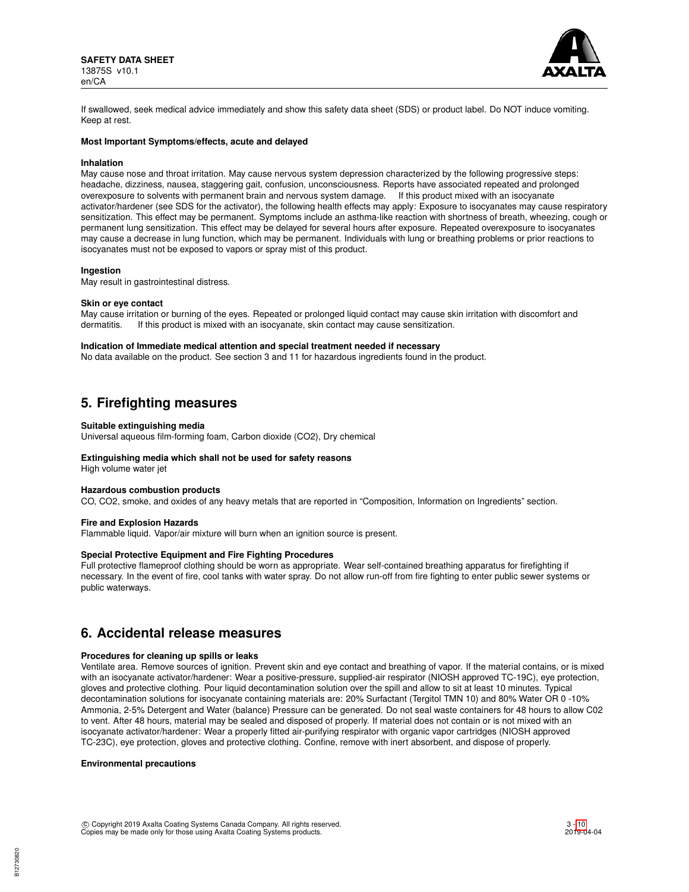If swallowed, seek medical advice immediately and show this safety data sheet (SDS) or product label. Do NOT induce vomiting. Keep at rest.

**Most Important Symptoms/effects, acute and delayed**

**Inhalation**

May cause nose and throat irritation. May cause nervous system depression characterized by the following progressive steps: headache, dizziness, nausea, staggering gait, confusion, unconsciousness. Reports have associated repeated and prolonged overexposure to solvents with permanent brain and nervous system damage. If this product mixed with an isocyanate activator/hardener (see SDS for the activator), the following health effects may apply: Exposure to isocyanates may cause respiratory sensitization. This effect may be permanent. Symptoms include an asthma-like reaction with shortness of breath, wheezing, cough or permanent lung sensitization. This effect may be delayed for several hours after exposure. Repeated overexposure to isocyanates may cause a decrease in lung function, which may be permanent. Individuals with lung or breathing problems or prior reactions to isocyanates must not be exposed to vapors or spray mist of this product.

**Ingestion**

May result in gastrointestinal distress.

**Skin or eye contact**

May cause irritation or burning of the eyes. Repeated or prolonged liquid contact may cause skin irritation with discomfort and dermatitis. If this product is mixed with an isocyanate, skin contact may cause sensitization.

**Indication of Immediate medical attention and special treatment needed if necessary**

No data available on the product. See section 3 and 11 for hazardous ingredients found in the product.

## 5. Firefighting measures

**Suitable extinguishing media**

Universal aqueous film-forming foam, Carbon dioxide ($CO_2$), Dry chemical

**Extinguishing media which shall not be used for safety reasons**

High volume water jet

**Hazardous combustion products**

CO, $CO_2$, smoke, and oxides of any heavy metals that are reported in "Composition, Information on Ingredients" section.

**Fire and Explosion Hazards**

Flammable liquid. Vapor/air mixture will burn when an ignition source is present.

**Special Protective Equipment and Fire Fighting Procedures**

Full protective flameproof clothing should be worn as appropriate. Wear self-contained breathing apparatus for firefighting if necessary. In the event of fire, cool tanks with water spray. Do not allow run-off from fire fighting to enter public sewer systems or public waterways.

## 6. Accidental release measures

**Procedures for cleaning up spills or leaks**

Ventilate area. Remove sources of ignition. Prevent skin and eye contact and breathing of vapor. If the material contains, or is mixed with an isocyanate activator/hardener: Wear a positive-pressure, supplied-air respirator (NIOSH approved TC-19C), eye protection, gloves and protective clothing. Pour liquid decontamination solution over the spill and allow to sit at least 10 minutes. Typical decontamination solutions for isocyanate containing materials are: 20% Surfactant (Tergitol TMN 10) and 80% Water OR 0 -10% Ammonia, 2-5% Detergent and Water (balance) Pressure can be generated. Do not seal waste containers for 48 hours to allow C02 to vent. After 48 hours, material may be sealed and disposed of properly. If material does not contain or is not mixed with an isocyanate activator/hardener: Wear a properly fitted air-purifying respirator with organic vapor cartridges (NIOSH approved TC-23C), eye protection, gloves and protective clothing. Confine, remove with inert absorbent, and dispose of properly.

**Environmental precautions**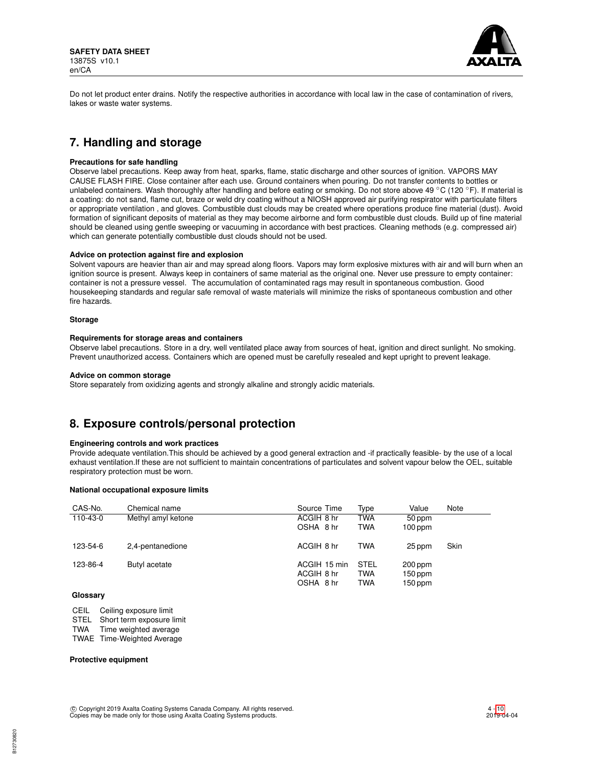Do not let product enter drains. Notify the respective authorities in accordance with local law in the case of contamination of rivers, lakes or waste water systems.

## 7. Handling and storage

**Precautions for safe handling**

Observe label precautions. Keep away from heat, sparks, flame, static discharge and other sources of ignition. VAPORS MAY CAUSE FLASH FIRE. Close container after each use. Ground containers when pouring. Do not transfer contents to bottles or unlabeled containers. Wash thoroughly after handling and before eating or smoking. Do not store above 49 °C (120 °F). If material is a coating: do not sand, flame cut, braze or weld dry coating without a NIOSH approved air purifying respirator with particulate filters or appropriate ventilation , and gloves. Combustible dust clouds may be created where operations produce fine material (dust). Avoid formation of significant deposits of material as they may become airborne and form combustible dust clouds. Build up of fine material should be cleaned using gentle sweeping or vacuuming in accordance with best practices. Cleaning methods (e.g. compressed air) which can generate potentially combustible dust clouds should not be used.

**Advice on protection against fire and explosion**

Solvent vapours are heavier than air and may spread along floors. Vapors may form explosive mixtures with air and will burn when an ignition source is present. Always keep in containers of same material as the original one. Never use pressure to empty container: container is not a pressure vessel. The accumulation of contaminated rags may result in spontaneous combustion. Good housekeeping standards and regular safe removal of waste materials will minimize the risks of spontaneous combustion and other fire hazards.

**Storage**

**Requirements for storage areas and containers**

Observe label precautions. Store in a dry, well ventilated place away from sources of heat, ignition and direct sunlight. No smoking. Prevent unauthorized access. Containers which are opened must be carefully resealed and kept upright to prevent leakage.

**Advice on common storage**

Store separately from oxidizing agents and strongly alkaline and strongly acidic materials.

## 8. Exposure controls/personal protection

**Engineering controls and work practices**

Provide adequate ventilation.This should be achieved by a good general extraction and -if practically feasible- by the use of a local exhaust ventilation.If these are not sufficient to maintain concentrations of particulates and solvent vapour below the OEL, suitable respiratory protection must be worn.

**National occupational exposure limits**

| CAS-No. | Chemical name | Source | Time | Type | Value | Note |
|---|---|---|---|---|---|---|
| 110-43-0 | Methyl amyl ketone | ACGIH | 8 hr | TWA | 50 ppm | |
| | | OSHA | 8 hr | TWA | 100 ppm | |
| 123-54-6 | 2,4-pentanedione | ACGIH | 8 hr | TWA | 25 ppm | Skin |
| 123-86-4 | Butyl acetate | ACGIH | 15 min | STEL | 200 ppm | |
| | | ACGIH | 8 hr | TWA | 150 ppm | |
| | | OSHA | 8 hr | TWA | 150 ppm | |

**Glossary**

CEIL Ceiling exposure limit
STEL Short term exposure limit
TWA Time weighted average
TWAE Time-Weighted Average

**Protective equipment**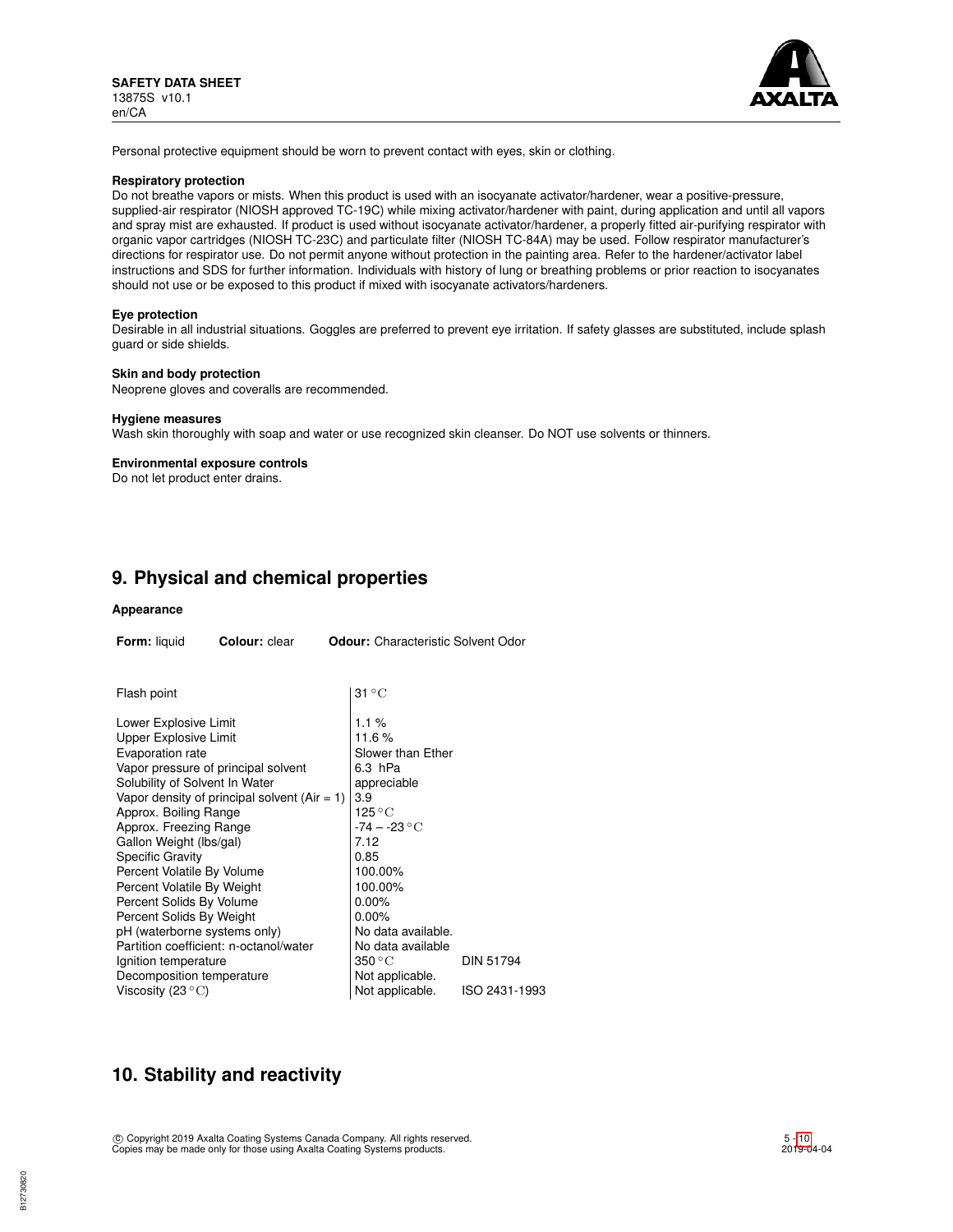Personal protective equipment should be worn to prevent contact with eyes, skin or clothing.

**Respiratory protection**

Do not breathe vapors or mists. When this product is used with an isocyanate activator/hardener, wear a positive-pressure, supplied-air respirator (NIOSH approved TC-19C) while mixing activator/hardener with paint, during application and until all vapors and spray mist are exhausted. If product is used without isocyanate activator/hardener, a properly fitted air-purifying respirator with organic vapor cartridges (NIOSH TC-23C) and particulate filter (NIOSH TC-84A) may be used. Follow respirator manufacturer's directions for respirator use. Do not permit anyone without protection in the painting area. Refer to the hardener/activator label instructions and SDS for further information. Individuals with history of lung or breathing problems or prior reaction to isocyanates should not use or be exposed to this product if mixed with isocyanate activators/hardeners.

**Eye protection**

Desirable in all industrial situations. Goggles are preferred to prevent eye irritation. If safety glasses are substituted, include splash guard or side shields.

**Skin and body protection**

Neoprene gloves and coveralls are recommended.

**Hygiene measures**

Wash skin thoroughly with soap and water or use recognized skin cleanser. Do NOT use solvents or thinners.

**Environmental exposure controls**

Do not let product enter drains.

## 9. Physical and chemical properties

**Appearance**

**Form:** liquid **Colour:** clear **Odour:** Characteristic Solvent Odor

| Property | Value | Method |
|---|---|---|
| Flash point | 31 °C | |
| Lower Explosive Limit | 1.1 % | |
| Upper Explosive Limit | 11.6 % | |
| Evaporation rate | Slower than Ether | |
| Vapor pressure of principal solvent | 6.3 hPa | |
| Solubility of Solvent In Water | appreciable | |
| Vapor density of principal solvent (Air = 1) | 3.9 | |
| Approx. Boiling Range | 125 °C | |
| Approx. Freezing Range | -74 – -23 °C | |
| Gallon Weight (lbs/gal) | 7.12 | |
| Specific Gravity | 0.85 | |
| Percent Volatile By Volume | 100.00% | |
| Percent Volatile By Weight | 100.00% | |
| Percent Solids By Volume | 0.00% | |
| Percent Solids By Weight | 0.00% | |
| pH (waterborne systems only) | No data available. | |
| Partition coefficient: n-octanol/water | No data available | |
| Ignition temperature | 350 °C | DIN 51794 |
| Decomposition temperature | Not applicable. | |
| Viscosity (23 °C) | Not applicable. | ISO 2431-1993 |

## 10. Stability and reactivity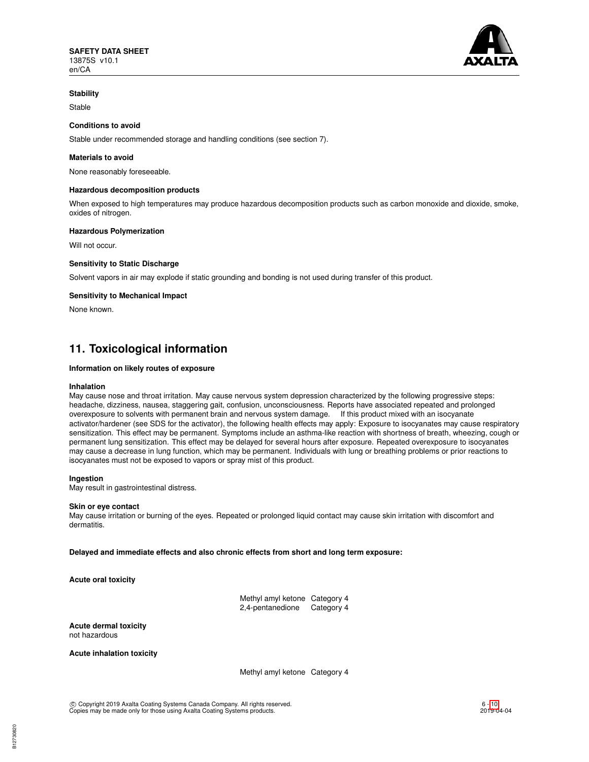**Stability**

Stable

**Conditions to avoid**

Stable under recommended storage and handling conditions (see section 7).

**Materials to avoid**

None reasonably foreseeable.

**Hazardous decomposition products**

When exposed to high temperatures may produce hazardous decomposition products such as carbon monoxide and dioxide, smoke, oxides of nitrogen.

**Hazardous Polymerization**

Will not occur.

**Sensitivity to Static Discharge**

Solvent vapors in air may explode if static grounding and bonding is not used during transfer of this product.

**Sensitivity to Mechanical Impact**

None known.

## 11. Toxicological information

**Information on likely routes of exposure**

**Inhalation**
May cause nose and throat irritation. May cause nervous system depression characterized by the following progressive steps: headache, dizziness, nausea, staggering gait, confusion, unconsciousness. Reports have associated repeated and prolonged overexposure to solvents with permanent brain and nervous system damage. If this product mixed with an isocyanate activator/hardener (see SDS for the activator), the following health effects may apply: Exposure to isocyanates may cause respiratory sensitization. This effect may be permanent. Symptoms include an asthma-like reaction with shortness of breath, wheezing, cough or permanent lung sensitization. This effect may be delayed for several hours after exposure. Repeated overexposure to isocyanates may cause a decrease in lung function, which may be permanent. Individuals with lung or breathing problems or prior reactions to isocyanates must not be exposed to vapors or spray mist of this product.

**Ingestion**
May result in gastrointestinal distress.

**Skin or eye contact**
May cause irritation or burning of the eyes. Repeated or prolonged liquid contact may cause skin irritation with discomfort and dermatitis.

**Delayed and immediate effects and also chronic effects from short and long term exposure:**

**Acute oral toxicity**

| | |
|---|---|
| Methyl amyl ketone | Category 4 |
| 2,4-pentanedione | Category 4 |

**Acute dermal toxicity**
not hazardous

**Acute inhalation toxicity**

| | |
|---|---|
| Methyl amyl ketone | Category 4 |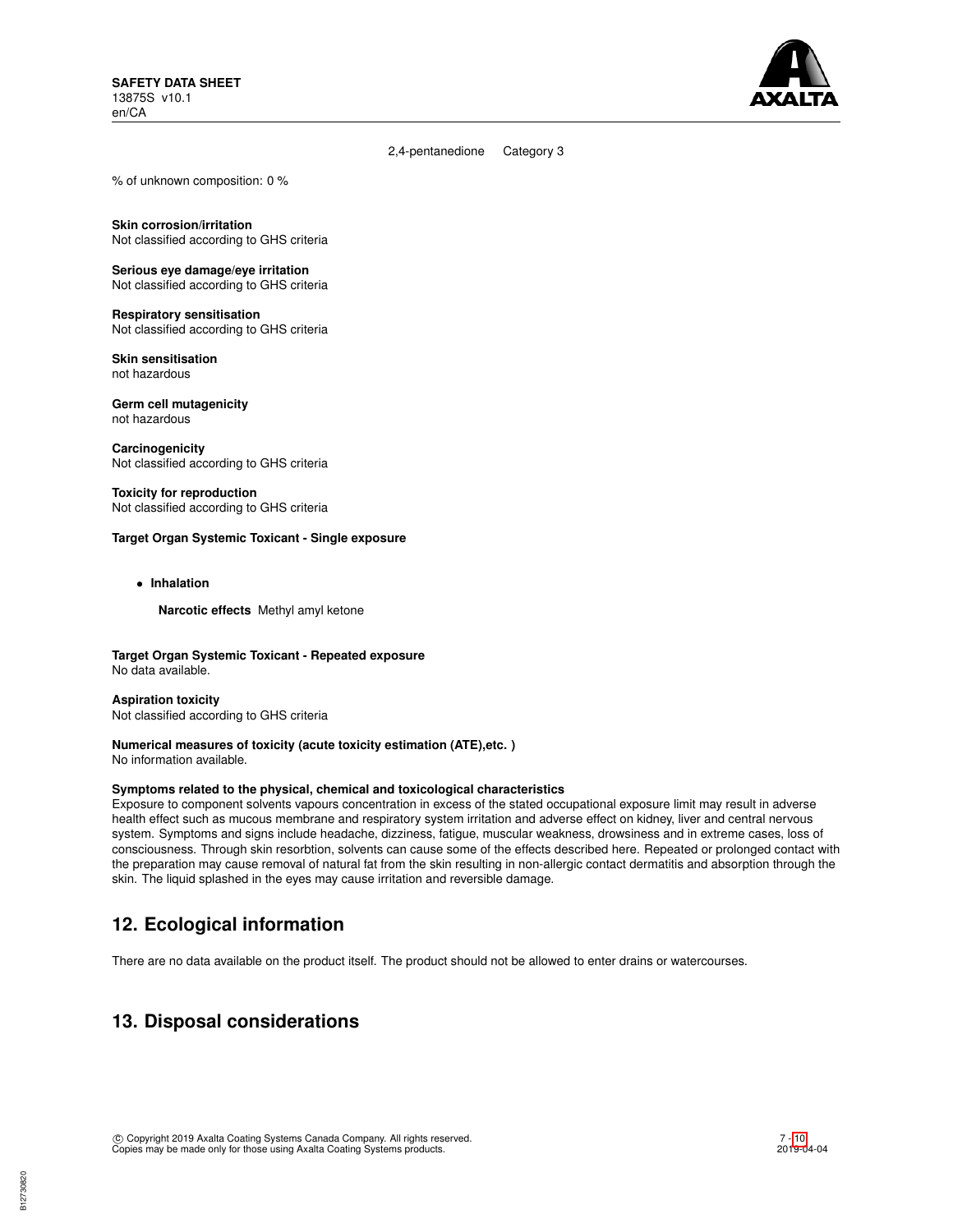| | |
|---|---|
| 2,4-pentanedione | Category 3 |

% of unknown composition: 0 %

**Skin corrosion/irritation**
Not classified according to GHS criteria

**Serious eye damage/eye irritation**
Not classified according to GHS criteria

**Respiratory sensitisation**
Not classified according to GHS criteria

**Skin sensitisation**
not hazardous

**Germ cell mutagenicity**
not hazardous

**Carcinogenicity**
Not classified according to GHS criteria

**Toxicity for reproduction**
Not classified according to GHS criteria

**Target Organ Systemic Toxicant - Single exposure**

- **Inhalation**

  **Narcotic effects** Methyl amyl ketone

**Target Organ Systemic Toxicant - Repeated exposure**
No data available.

**Aspiration toxicity**
Not classified according to GHS criteria

**Numerical measures of toxicity (acute toxicity estimation (ATE),etc. )**
No information available.

**Symptoms related to the physical, chemical and toxicological characteristics**
Exposure to component solvents vapours concentration in excess of the stated occupational exposure limit may result in adverse health effect such as mucous membrane and respiratory system irritation and adverse effect on kidney, liver and central nervous system. Symptoms and signs include headache, dizziness, fatigue, muscular weakness, drowsiness and in extreme cases, loss of consciousness. Through skin resorbtion, solvents can cause some of the effects described here. Repeated or prolonged contact with the preparation may cause removal of natural fat from the skin resulting in non-allergic contact dermatitis and absorption through the skin. The liquid splashed in the eyes may cause irritation and reversible damage.

## 12. Ecological information

There are no data available on the product itself. The product should not be allowed to enter drains or watercourses.

## 13. Disposal considerations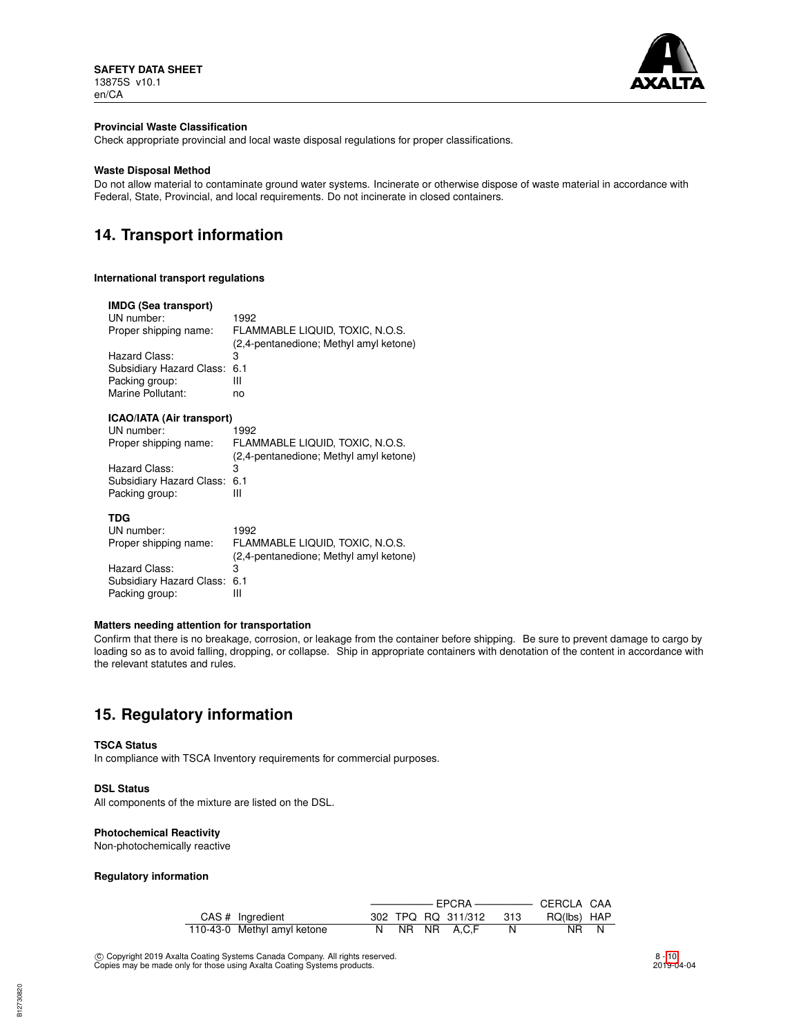**Provincial Waste Classification**

Check appropriate provincial and local waste disposal regulations for proper classifications.

**Waste Disposal Method**

Do not allow material to contaminate ground water systems. Incinerate or otherwise dispose of waste material in accordance with Federal, State, Provincial, and local requirements. Do not incinerate in closed containers.

# 14. Transport information

**International transport regulations**

**IMDG (Sea transport)**

| | |
|---|---|
| UN number: | 1992 |
| Proper shipping name: | FLAMMABLE LIQUID, TOXIC, N.O.S. (2,4-pentanedione; Methyl amyl ketone) |
| Hazard Class: | 3 |
| Subsidiary Hazard Class: | 6.1 |
| Packing group: | III |
| Marine Pollutant: | no |

**ICAO/IATA (Air transport)**

| | |
|---|---|
| UN number: | 1992 |
| Proper shipping name: | FLAMMABLE LIQUID, TOXIC, N.O.S. (2,4-pentanedione; Methyl amyl ketone) |
| Hazard Class: | 3 |
| Subsidiary Hazard Class: | 6.1 |
| Packing group: | III |

**TDG**

| | |
|---|---|
| UN number: | 1992 |
| Proper shipping name: | FLAMMABLE LIQUID, TOXIC, N.O.S. (2,4-pentanedione; Methyl amyl ketone) |
| Hazard Class: | 3 |
| Subsidiary Hazard Class: | 6.1 |
| Packing group: | III |

**Matters needing attention for transportation**

Confirm that there is no breakage, corrosion, or leakage from the container before shipping. Be sure to prevent damage to cargo by loading so as to avoid falling, dropping, or collapse. Ship in appropriate containers with denotation of the content in accordance with the relevant statutes and rules.

# 15. Regulatory information

**TSCA Status**

In compliance with TSCA Inventory requirements for commercial purposes.

**DSL Status**

All components of the mixture are listed on the DSL.

**Photochemical Reactivity**

Non-photochemically reactive

**Regulatory information**

| | | EPCRA | | | | | CERCLA | CAA |
|---|---|---|---|---|---|---|---|---|
| CAS # | Ingredient | 302 | TPQ | RQ | 311/312 | 313 | RQ(lbs) | HAP |
| 110-43-0 | Methyl amyl ketone | N | NR | NR | A,C,F | N | NR | N |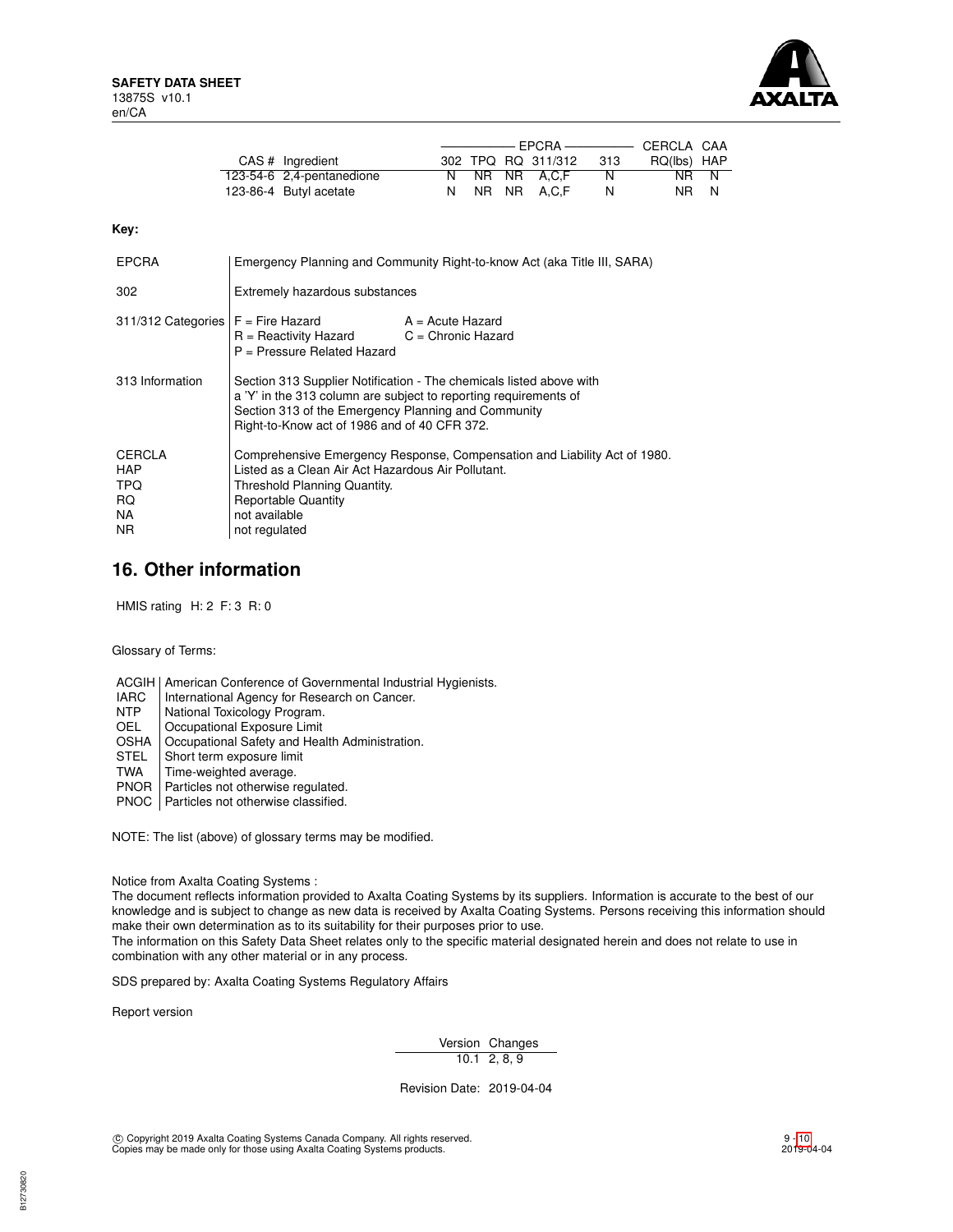| CAS # | Ingredient | EPCRA 302 | EPCRA TPQ | EPCRA RQ | EPCRA 311/312 | EPCRA 313 | CERCLA RQ(lbs) | CAA HAP |
|---|---|---|---|---|---|---|---|---|
| 123-54-6 | 2,4-pentanedione | N | NR | NR | A,C,F | N | NR | N |
| 123-86-4 | Butyl acetate | N | NR | NR | A,C,F | N | NR | N |

**Key:**

| | |
|---|---|
| EPCRA | Emergency Planning and Community Right-to-know Act (aka Title III, SARA) |
| 302 | Extremely hazardous substances |
| 311/312 Categories | F = Fire Hazard; A = Acute Hazard; R = Reactivity Hazard; C = Chronic Hazard; P = Pressure Related Hazard |
| 313 Information | Section 313 Supplier Notification - The chemicals listed above with a 'Y' in the 313 column are subject to reporting requirements of Section 313 of the Emergency Planning and Community Right-to-Know act of 1986 and of 40 CFR 372. |
| CERCLA | Comprehensive Emergency Response, Compensation and Liability Act of 1980. |
| HAP | Listed as a Clean Air Act Hazardous Air Pollutant. |
| TPQ | Threshold Planning Quantity. |
| RQ | Reportable Quantity |
| NA | not available |
| NR | not regulated |

## 16. Other information

HMIS rating H: 2 F: 3 R: 0

Glossary of Terms:

| | |
|---|---|
| ACGIH | American Conference of Governmental Industrial Hygienists. |
| IARC | International Agency for Research on Cancer. |
| NTP | National Toxicology Program. |
| OEL | Occupational Exposure Limit |
| OSHA | Occupational Safety and Health Administration. |
| STEL | Short term exposure limit |
| TWA | Time-weighted average. |
| PNOR | Particles not otherwise regulated. |
| PNOC | Particles not otherwise classified. |

NOTE: The list (above) of glossary terms may be modified.

Notice from Axalta Coating Systems :
The document reflects information provided to Axalta Coating Systems by its suppliers. Information is accurate to the best of our knowledge and is subject to change as new data is received by Axalta Coating Systems. Persons receiving this information should make their own determination as to its suitability for their purposes prior to use.
The information on this Safety Data Sheet relates only to the specific material designated herein and does not relate to use in combination with any other material or in any process.

SDS prepared by: Axalta Coating Systems Regulatory Affairs

Report version

| Version | Changes |
|---|---|
| 10.1 | 2, 8, 9 |

Revision Date: 2019-04-04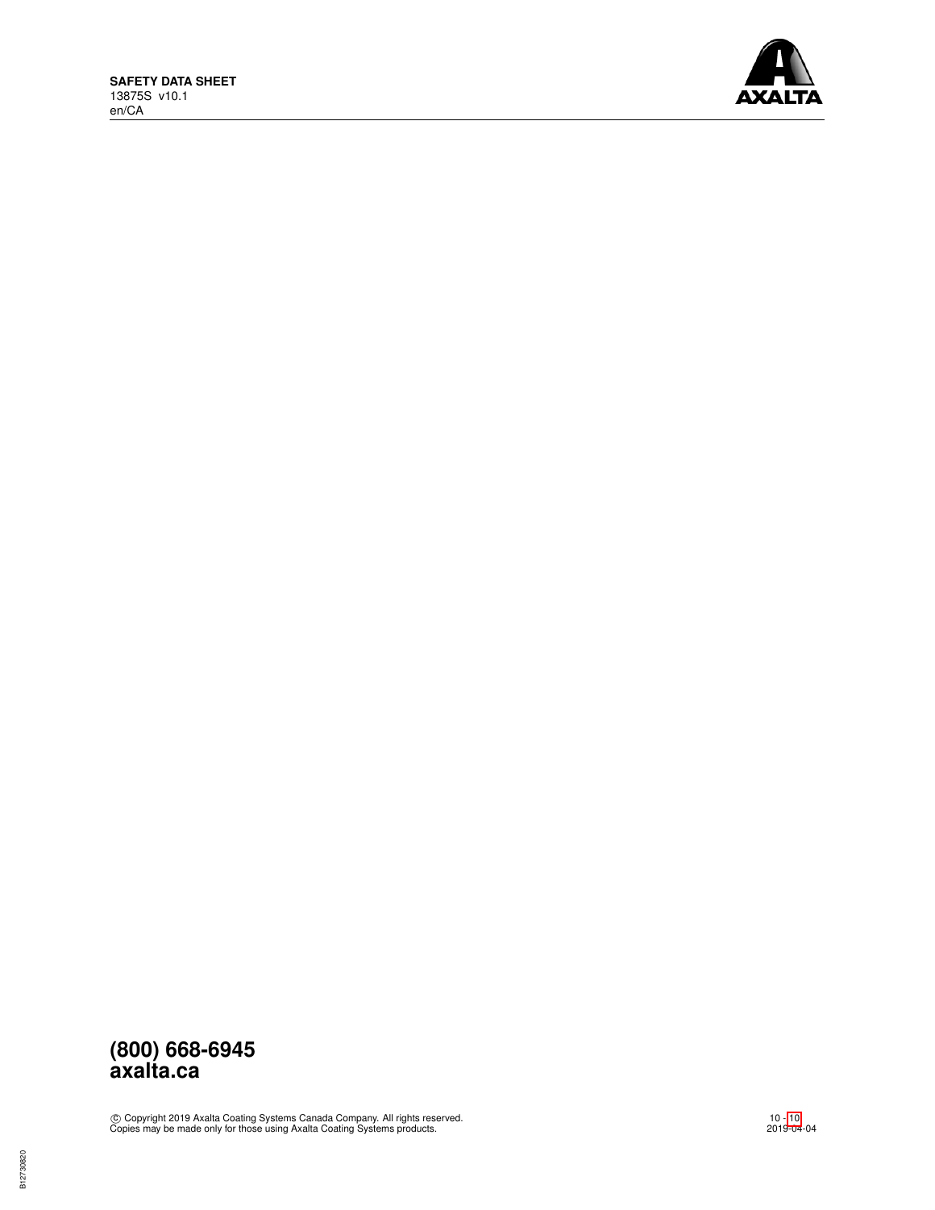**(800) 668-6945**
**axalta.ca**

© Copyright 2019 Axalta Coating Systems Canada Company. All rights reserved.
Copies may be made only for those using Axalta Coating Systems products.